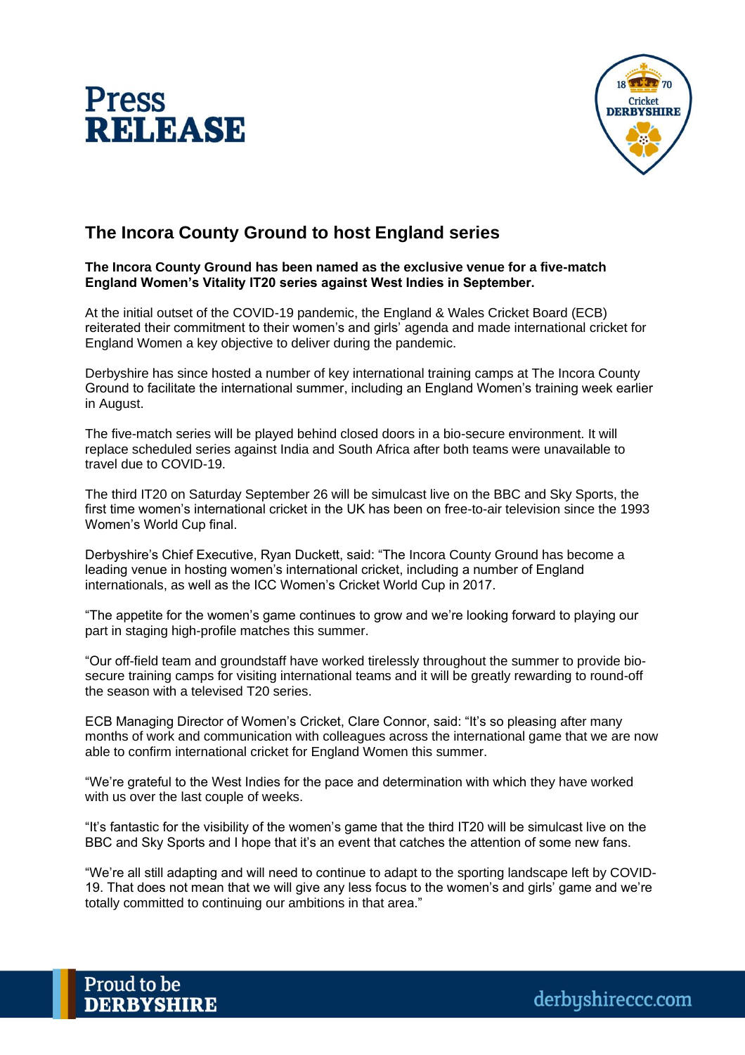# Press RELEASE

## The Incora County Ground to host England series

**The Incora County Ground has been named as the exclusive venue for a five-match England Women's Vitality IT20 series against West Indies in September.**

At the initial outset of the COVID-19 pandemic, the England & Wales Cricket Board (ECB) reiterated their commitment to their women's and girls' agenda and made international cricket for England Women a key objective to deliver during the pandemic.

Derbyshire has since hosted a number of key international training camps at The Incora County Ground to facilitate the international summer, including an England Women's training week earlier in August.

The five-match series will be played behind closed doors in a bio-secure environment. It will replace scheduled series against India and South Africa after both teams were unavailable to travel due to COVID-19.

The third IT20 on Saturday September 26 will be simulcast live on the BBC and Sky Sports, the first time women's international cricket in the UK has been on free-to-air television since the 1993 Women's World Cup final.

Derbyshire's Chief Executive, Ryan Duckett, said: "The Incora County Ground has become a leading venue in hosting women's international cricket, including a number of England internationals, as well as the ICC Women's Cricket World Cup in 2017.

"The appetite for the women's game continues to grow and we're looking forward to playing our part in staging high-profile matches this summer.

"Our off-field team and groundstaff have worked tirelessly throughout the summer to provide bio-secure training camps for visiting international teams and it will be greatly rewarding to round-off the season with a televised T20 series.

ECB Managing Director of Women's Cricket, Clare Connor, said: "It's so pleasing after many months of work and communication with colleagues across the international game that we are now able to confirm international cricket for England Women this summer.

"We're grateful to the West Indies for the pace and determination with which they have worked with us over the last couple of weeks.

"It's fantastic for the visibility of the women's game that the third IT20 will be simulcast live on the BBC and Sky Sports and I hope that it's an event that catches the attention of some new fans.

"We're all still adapting and will need to continue to adapt to the sporting landscape left by COVID-19. That does not mean that we will give any less focus to the women's and girls' game and we're totally committed to continuing our ambitions in that area."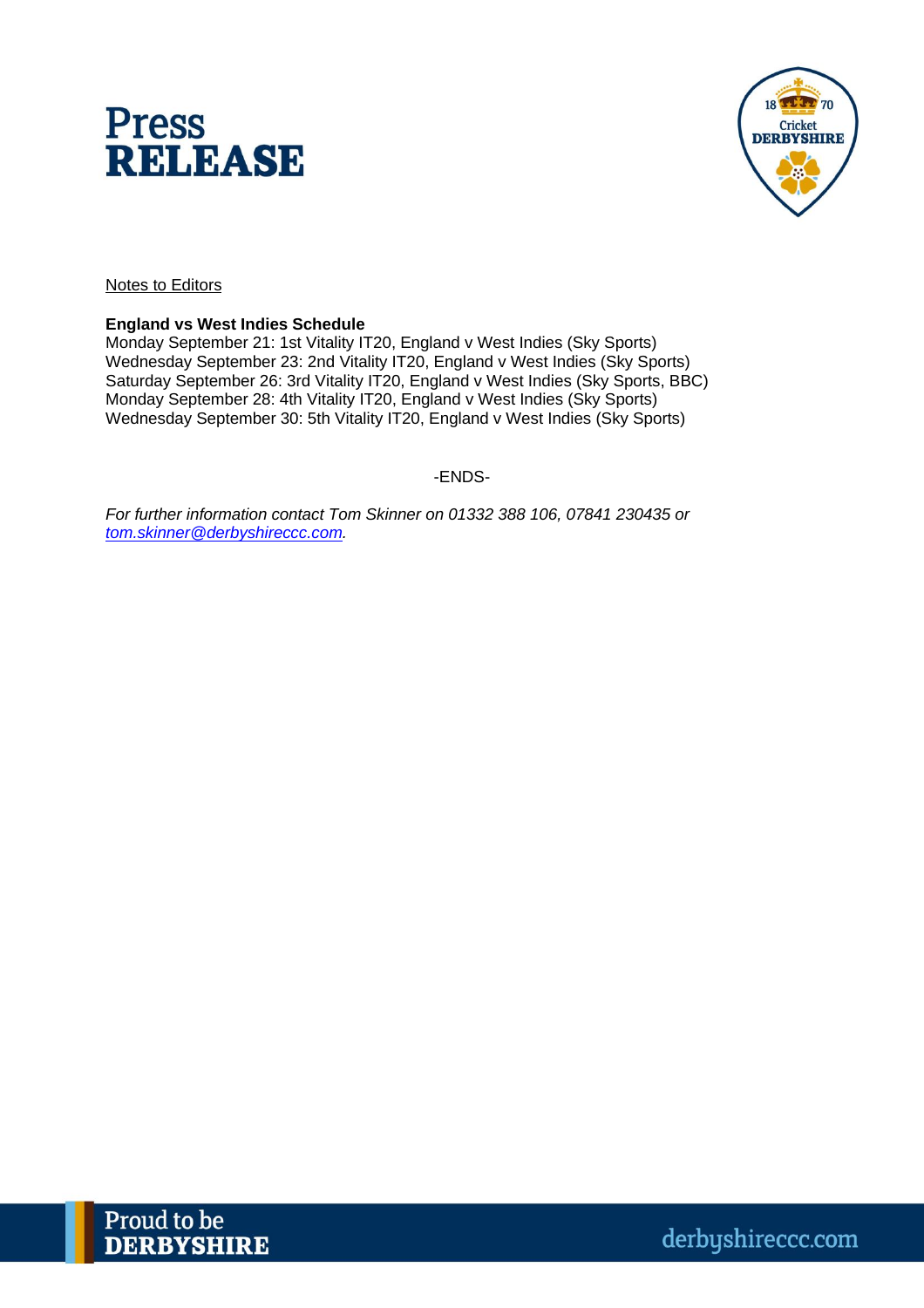Press
RELEASE

Notes to Editors

**England vs West Indies Schedule**
Monday September 21: 1st Vitality IT20, England v West Indies (Sky Sports)
Wednesday September 23: 2nd Vitality IT20, England v West Indies (Sky Sports)
Saturday September 26: 3rd Vitality IT20, England v West Indies (Sky Sports, BBC)
Monday September 28: 4th Vitality IT20, England v West Indies (Sky Sports)
Wednesday September 30: 5th Vitality IT20, England v West Indies (Sky Sports)

-ENDS-

*For further information contact Tom Skinner on 01332 388 106, 07841 230435 or tom.skinner@derbyshireccc.com.*